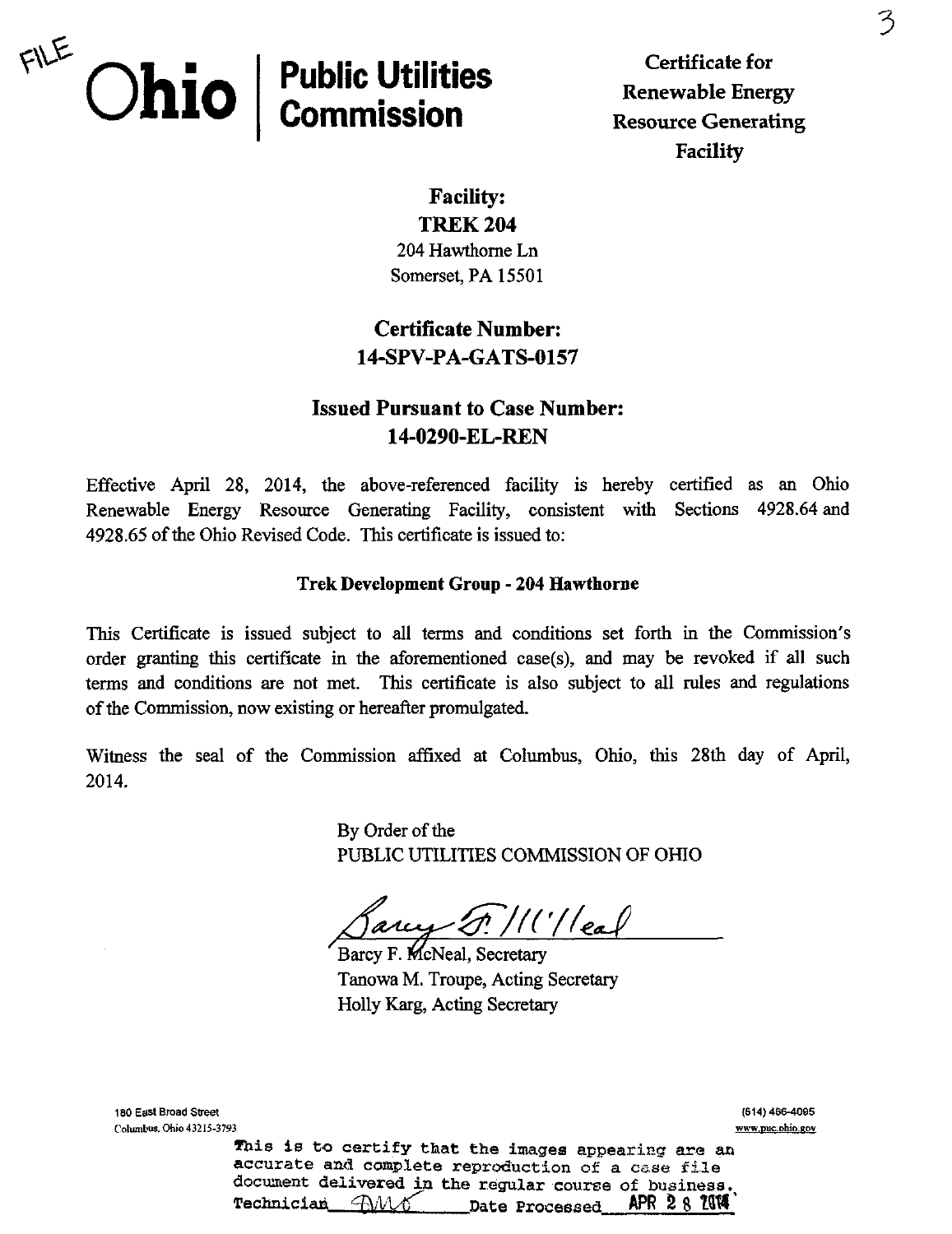FILE

# Ohio | Public Utilities Commission

**Certificate for Renewable Energy Resource Generating Facility**

**Facility:**
**TREK 204**
204 Hawthorne Ln
Somerset, PA 15501

**Certificate Number:**
**14-SPV-PA-GATS-0157**

**Issued Pursuant to Case Number:**
**14-0290-EL-REN**

Effective April 28, 2014, the above-referenced facility is hereby certified as an Ohio Renewable Energy Resource Generating Facility, consistent with Sections 4928.64 and 4928.65 of the Ohio Revised Code. This certificate is issued to:

**Trek Development Group - 204 Hawthorne**

This Certificate is issued subject to all terms and conditions set forth in the Commission's order granting this certificate in the aforementioned case(s), and may be revoked if all such terms and conditions are not met. This certificate is also subject to all rules and regulations of the Commission, now existing or hereafter promulgated.

Witness the seal of the Commission affixed at Columbus, Ohio, this 28th day of April, 2014.

By Order of the
PUBLIC UTILITIES COMMISSION OF OHIO

Barcy F. McNeal, Secretary
Tanowa M. Troupe, Acting Secretary
Holly Karg, Acting Secretary

180 East Broad Street
Columbus, Ohio 43215-3793

(614) 466-4095
www.puc.ohio.gov

This is to certify that the images appearing are an accurate and complete reproduction of a case file document delivered in the regular course of business.
Technician ______ Date Processed APR 28 2014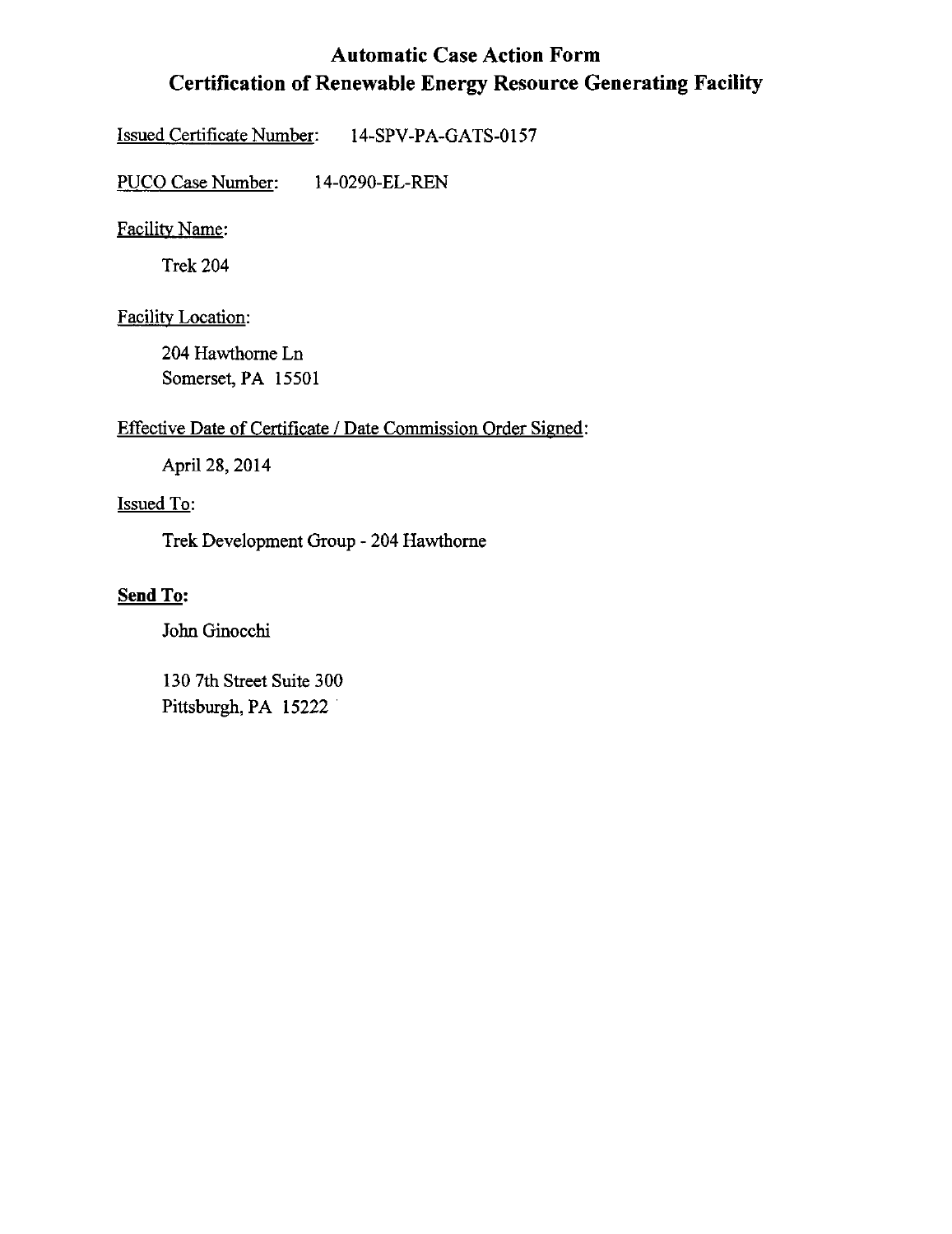# Automatic Case Action Form
# Certification of Renewable Energy Resource Generating Facility

Issued Certificate Number: 14-SPV-PA-GATS-0157

PUCO Case Number: 14-0290-EL-REN

Facility Name:

Trek 204

Facility Location:

204 Hawthorne Ln
Somerset, PA 15501

Effective Date of Certificate / Date Commission Order Signed:

April 28, 2014

Issued To:

Trek Development Group - 204 Hawthorne

**Send To:**

John Ginocchi

130 7th Street Suite 300
Pittsburgh, PA 15222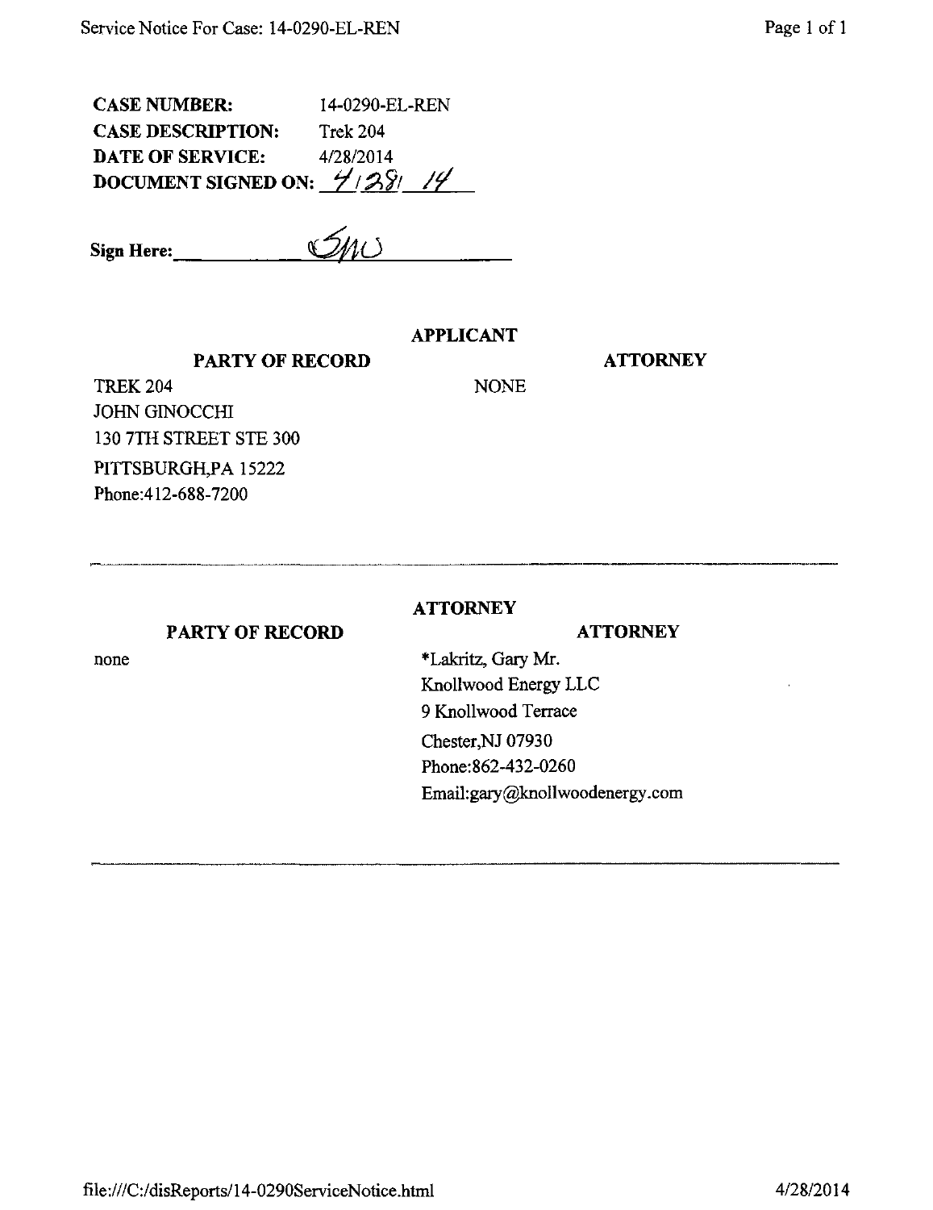**CASE NUMBER:** 14-0290-EL-REN
**CASE DESCRIPTION:** Trek 204
**DATE OF SERVICE:** 4/28/2014
**DOCUMENT SIGNED ON:** 4/28/14

**Sign Here:** SMO

**APPLICANT**

| **PARTY OF RECORD** | **ATTORNEY** |
|---|---|
| TREK 204<br>JOHN GINOCCHI<br>130 7TH STREET STE 300<br>PITTSBURGH,PA 15222<br>Phone:412-688-7200 | NONE |

**ATTORNEY**

| **PARTY OF RECORD** | **ATTORNEY** |
|---|---|
| none | *Lakritz, Gary Mr.<br>Knollwood Energy LLC<br>9 Knollwood Terrace<br>Chester,NJ 07930<br>Phone:862-432-0260<br>Email:gary@knollwoodenergy.com |

file:///C:/disReports/14-0290ServiceNotice.html 4/28/2014